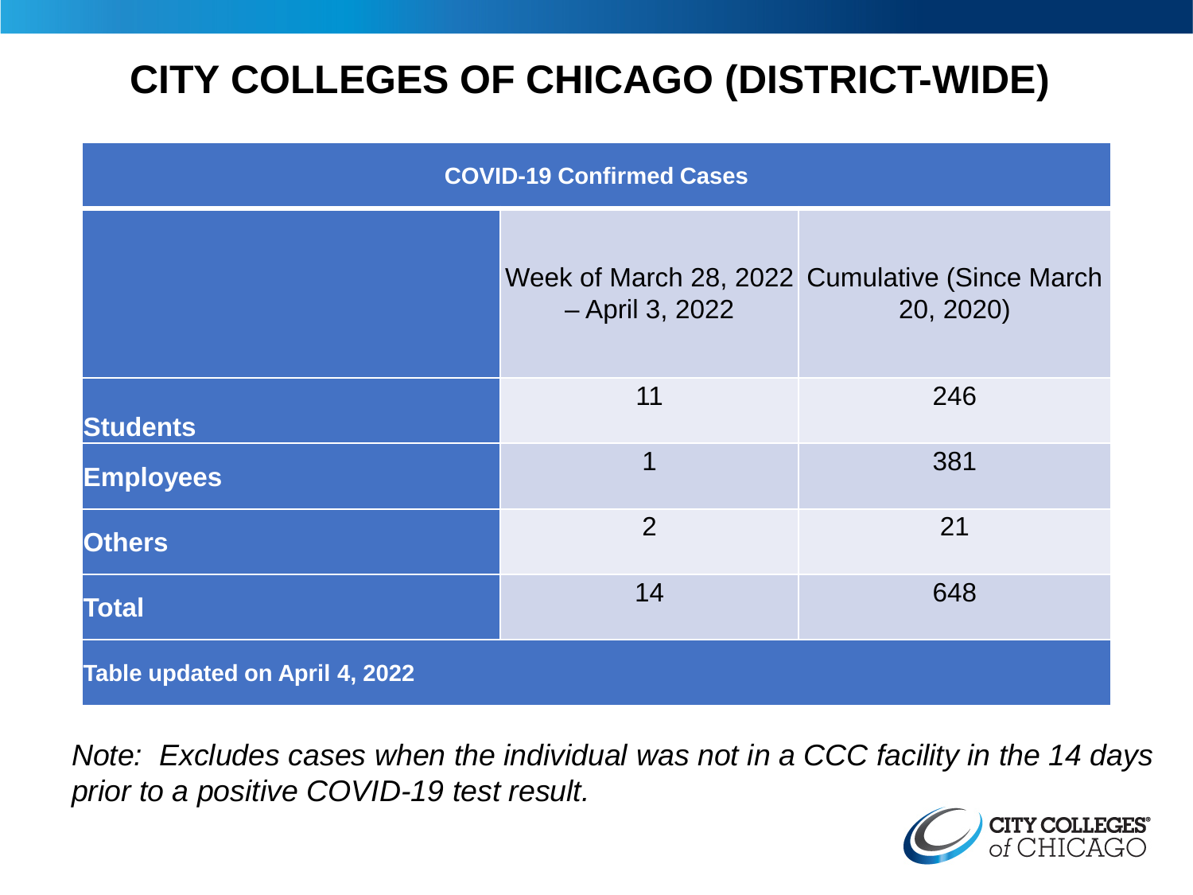# CITY COLLEGES OF CHICAGO (DISTRICT-WIDE)

| COVID-19 Confirmed Cases | | |
|---|---|---|
| | Week of March 28, 2022 – April 3, 2022 | Cumulative (Since March 20, 2020) |
| **Students** | 11 | 246 |
| **Employees** | 1 | 381 |
| **Others** | 2 | 21 |
| **Total** | 14 | 648 |
| **Table updated on April 4, 2022** | | |

*Note: Excludes cases when the individual was not in a CCC facility in the 14 days prior to a positive COVID-19 test result.*

CITY COLLEGES of CHICAGO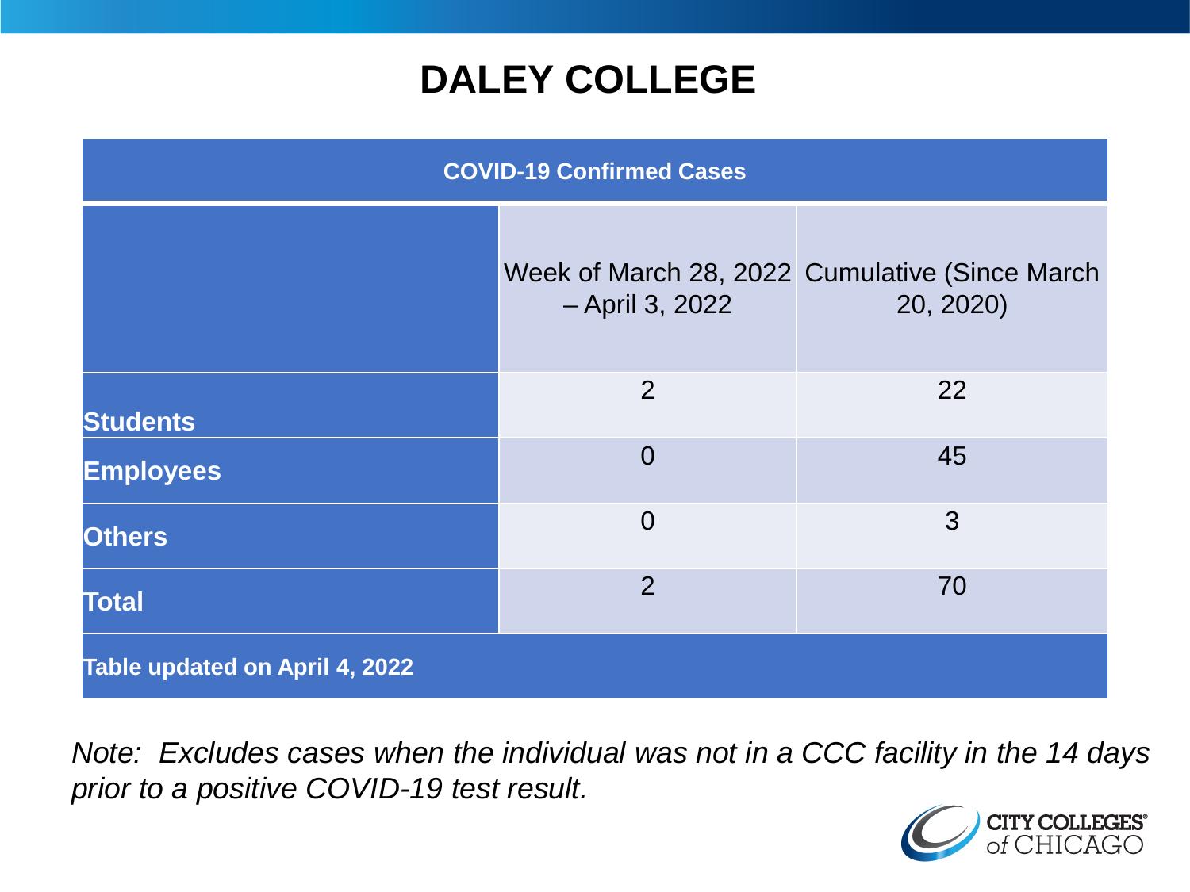# DALEY COLLEGE

| COVID-19 Confirmed Cases | | |
|---|---|---|
| | Week of March 28, 2022 – April 3, 2022 | Cumulative (Since March 20, 2020) |
| **Students** | 2 | 22 |
| **Employees** | 0 | 45 |
| **Others** | 0 | 3 |
| **Total** | 2 | 70 |
| **Table updated on April 4, 2022** | | |

*Note: Excludes cases when the individual was not in a CCC facility in the 14 days prior to a positive COVID-19 test result.*

CITY COLLEGES of CHICAGO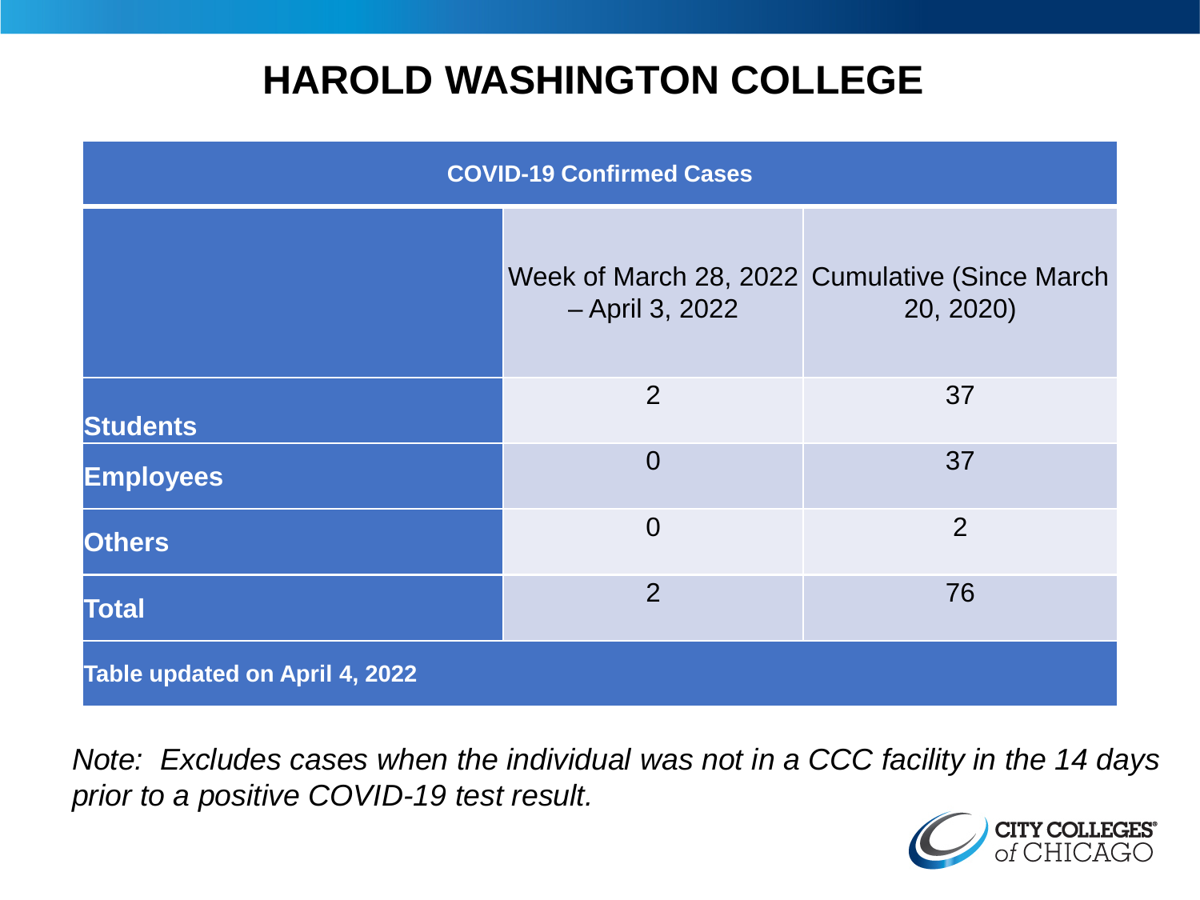# HAROLD WASHINGTON COLLEGE

| COVID-19 Confirmed Cases | | |
|---|---|---|
| | Week of March 28, 2022 – April 3, 2022 | Cumulative (Since March 20, 2020) |
| **Students** | 2 | 37 |
| **Employees** | 0 | 37 |
| **Others** | 0 | 2 |
| **Total** | 2 | 76 |
| **Table updated on April 4, 2022** | | |

*Note: Excludes cases when the individual was not in a CCC facility in the 14 days prior to a positive COVID-19 test result.*

CITY COLLEGES of CHICAGO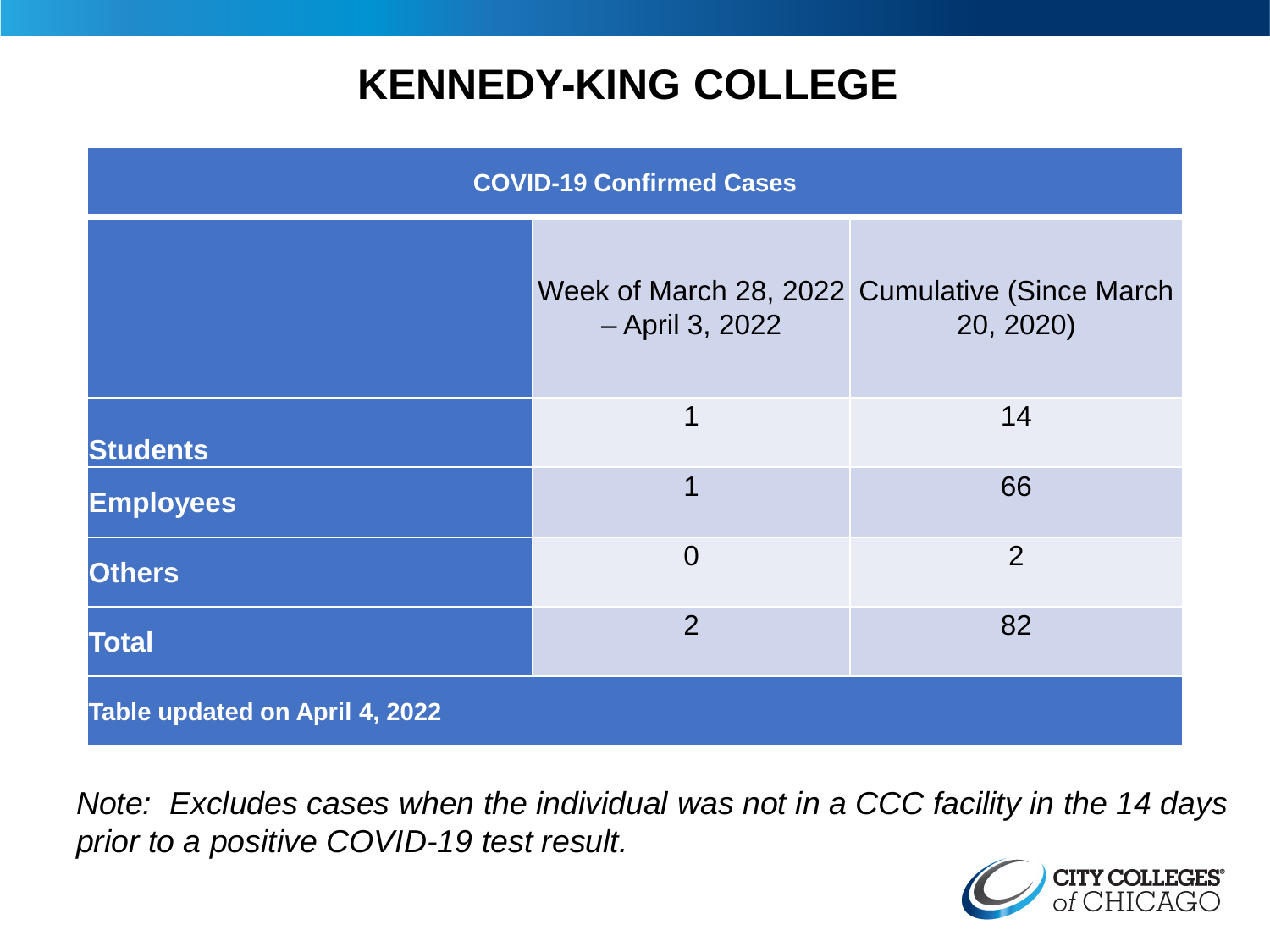# KENNEDY-KING COLLEGE

| COVID-19 Confirmed Cases | | |
|---|---|---|
| | Week of March 28, 2022 – April 3, 2022 | Cumulative (Since March 20, 2020) |
| **Students** | 1 | 14 |
| **Employees** | 1 | 66 |
| **Others** | 0 | 2 |
| **Total** | 2 | 82 |
| **Table updated on April 4, 2022** | | |

*Note: Excludes cases when the individual was not in a CCC facility in the 14 days prior to a positive COVID-19 test result.*

CITY COLLEGES of CHICAGO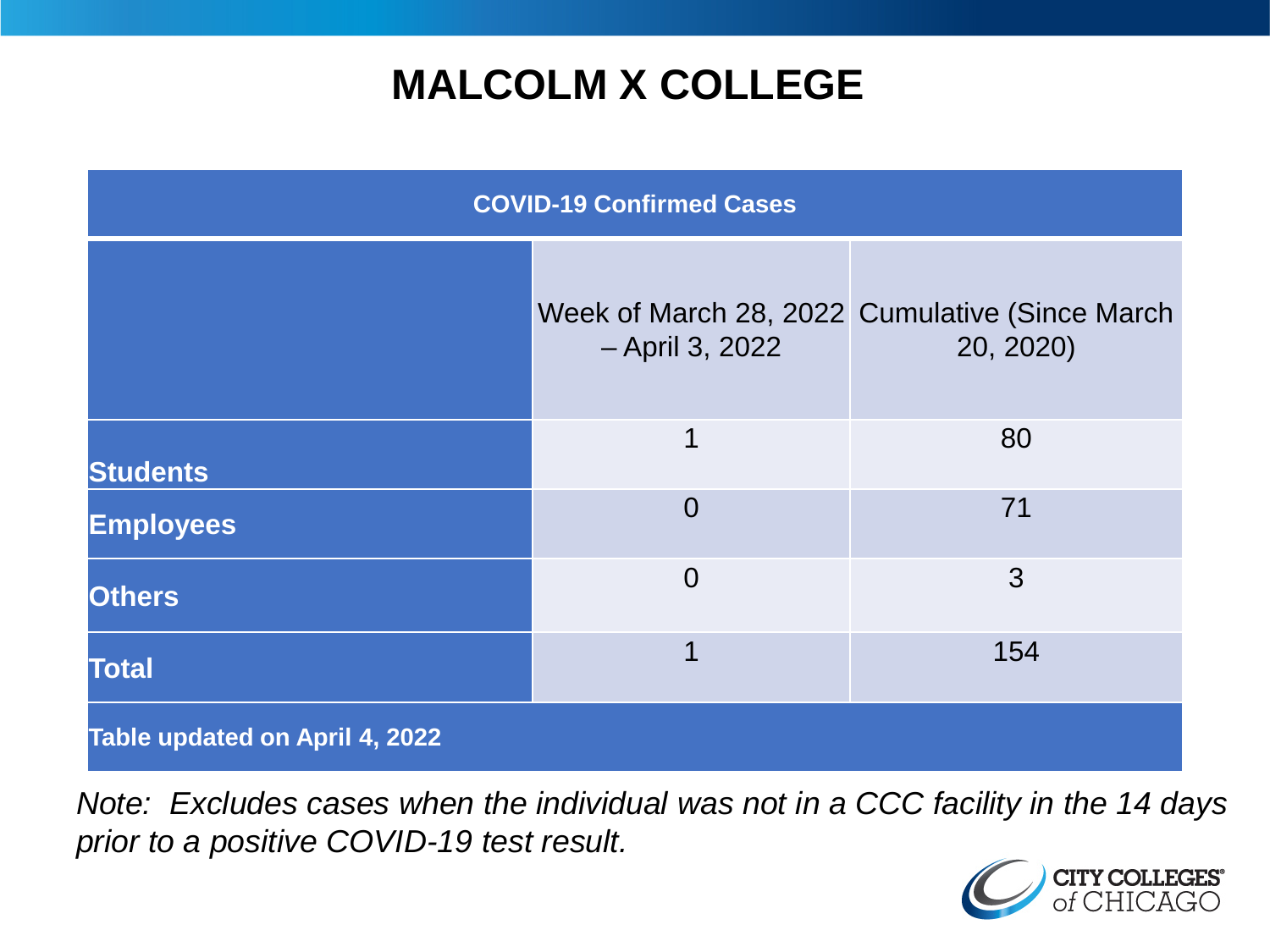# MALCOLM X COLLEGE

| COVID-19 Confirmed Cases | | |
|---|---|---|
| | Week of March 28, 2022 – April 3, 2022 | Cumulative (Since March 20, 2020) |
| **Students** | 1 | 80 |
| **Employees** | 0 | 71 |
| **Others** | 0 | 3 |
| **Total** | 1 | 154 |
| **Table updated on April 4, 2022** | | |

*Note: Excludes cases when the individual was not in a CCC facility in the 14 days prior to a positive COVID-19 test result.*

CITY COLLEGES of CHICAGO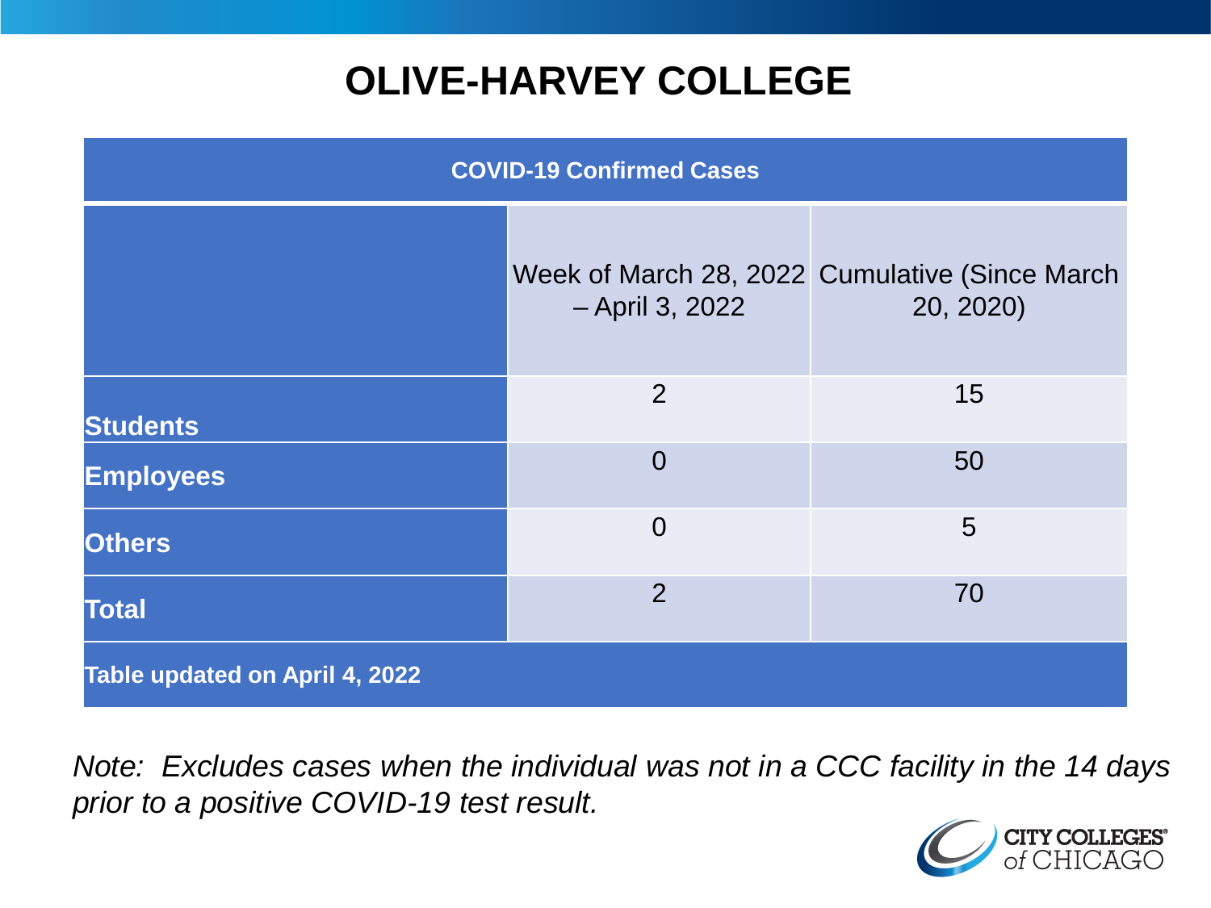# OLIVE-HARVEY COLLEGE

| COVID-19 Confirmed Cases | | |
|---|---|---|
| | Week of March 28, 2022 – April 3, 2022 | Cumulative (Since March 20, 2020) |
| **Students** | 2 | 15 |
| **Employees** | 0 | 50 |
| **Others** | 0 | 5 |
| **Total** | 2 | 70 |
| **Table updated on April 4, 2022** | | |

*Note: Excludes cases when the individual was not in a CCC facility in the 14 days prior to a positive COVID-19 test result.*

CITY COLLEGES of CHICAGO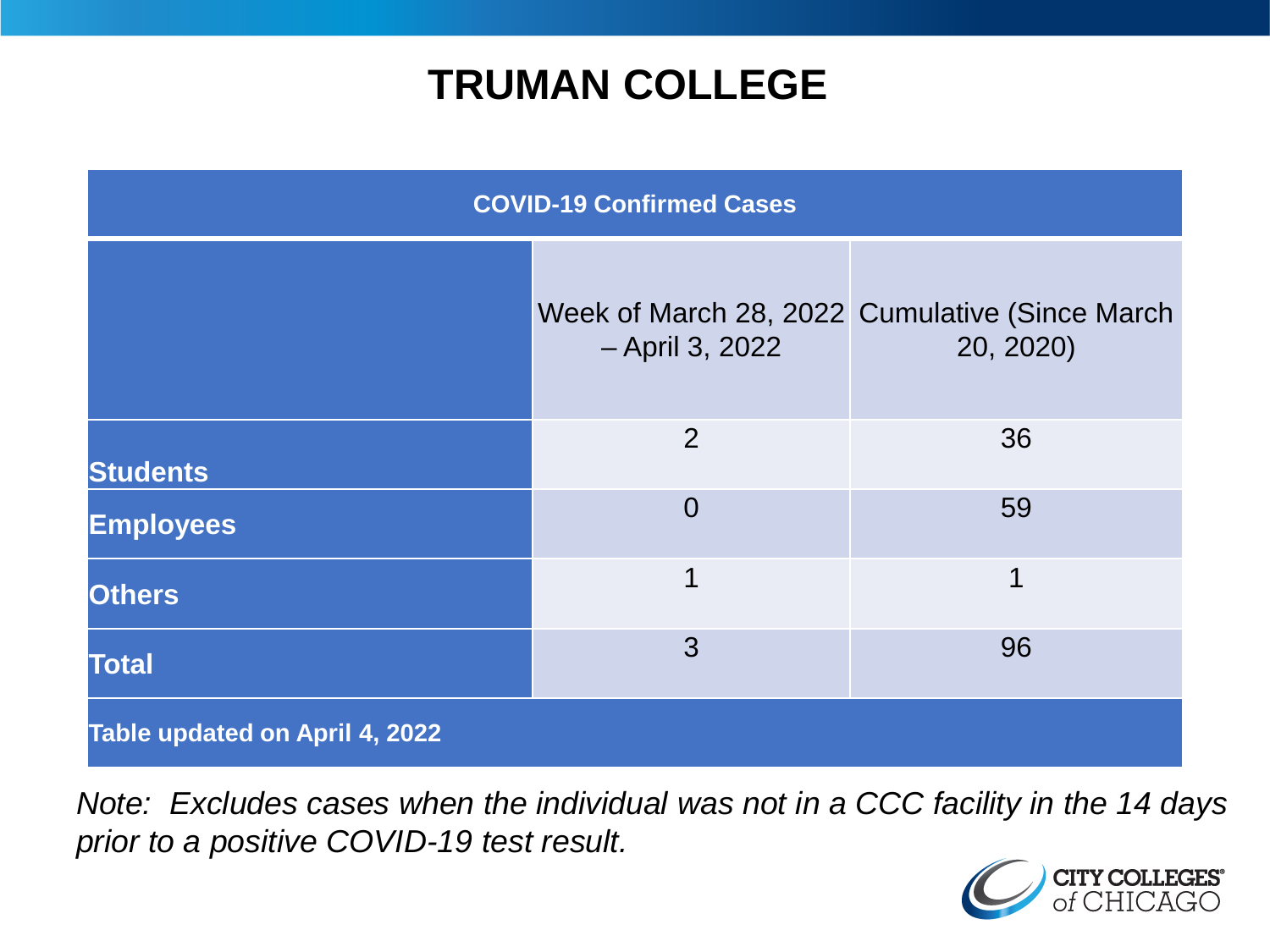# TRUMAN COLLEGE

| COVID-19 Confirmed Cases | | |
|---|---|---|
| | Week of March 28, 2022 – April 3, 2022 | Cumulative (Since March 20, 2020) |
| **Students** | 2 | 36 |
| **Employees** | 0 | 59 |
| **Others** | 1 | 1 |
| **Total** | 3 | 96 |
| **Table updated on April 4, 2022** | | |

*Note: Excludes cases when the individual was not in a CCC facility in the 14 days prior to a positive COVID-19 test result.*

CITY COLLEGES of CHICAGO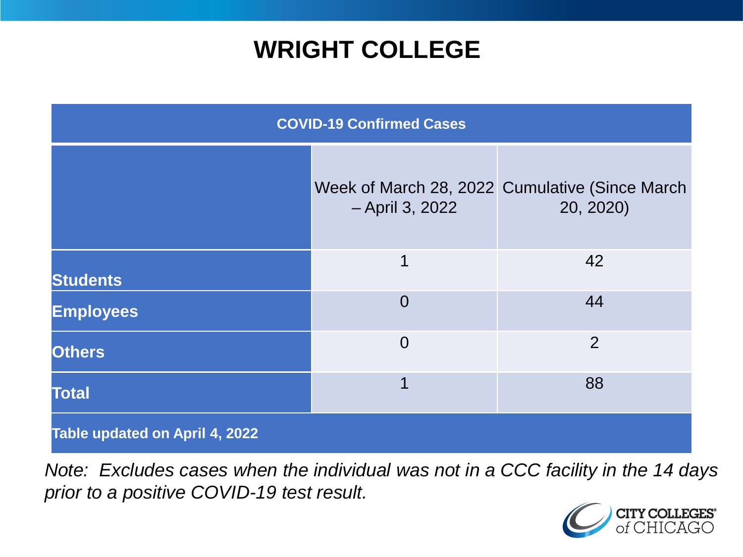# WRIGHT COLLEGE

| COVID-19 Confirmed Cases | | |
|---|---|---|
| | Week of March 28, 2022 – April 3, 2022 | Cumulative (Since March 20, 2020) |
| **Students** | 1 | 42 |
| **Employees** | 0 | 44 |
| **Others** | 0 | 2 |
| **Total** | 1 | 88 |
| **Table updated on April 4, 2022** | | |

*Note: Excludes cases when the individual was not in a CCC facility in the 14 days prior to a positive COVID-19 test result.*

CITY COLLEGES of CHICAGO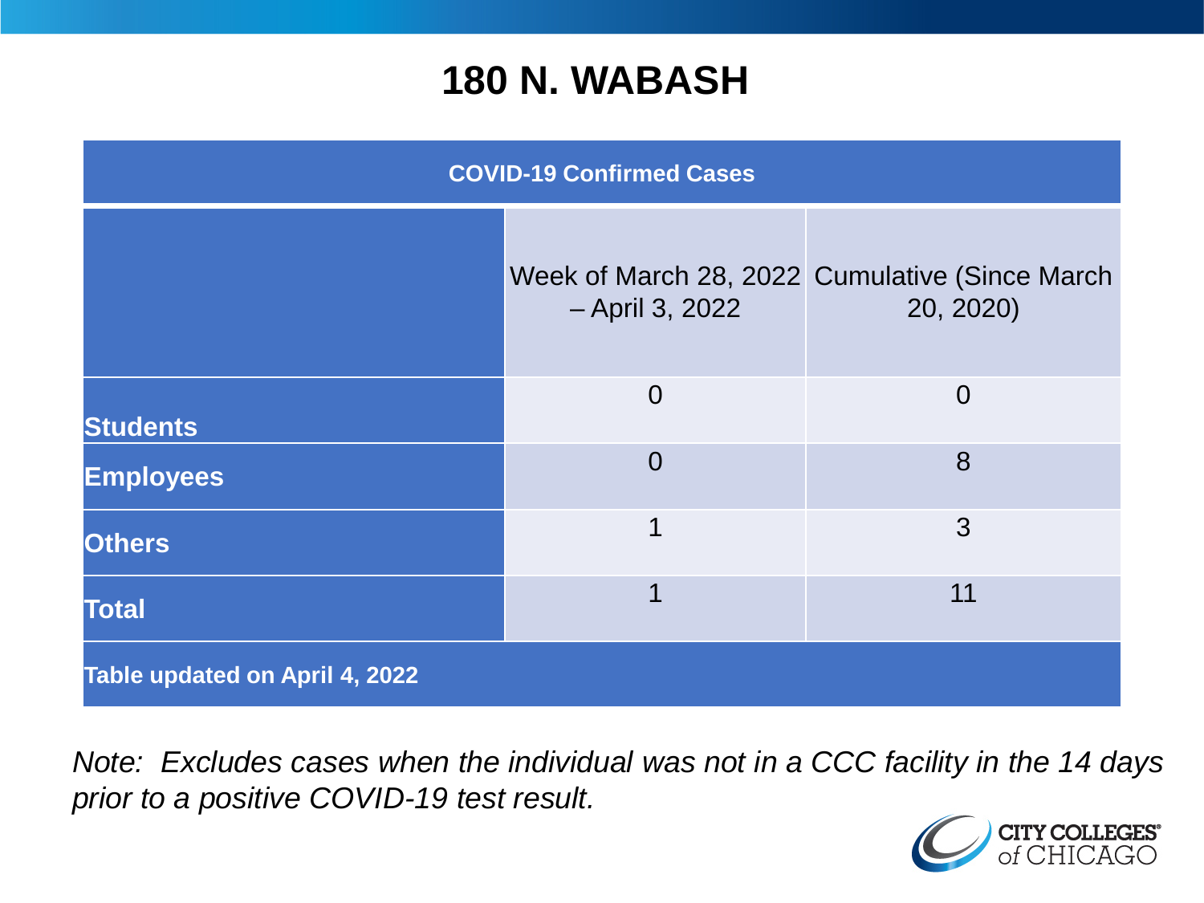# 180 N. WABASH

| COVID-19 Confirmed Cases | | |
|---|---|---|
| | Week of March 28, 2022 – April 3, 2022 | Cumulative (Since March 20, 2020) |
| **Students** | 0 | 0 |
| **Employees** | 0 | 8 |
| **Others** | 1 | 3 |
| **Total** | 1 | 11 |
| **Table updated on April 4, 2022** | | |

*Note: Excludes cases when the individual was not in a CCC facility in the 14 days prior to a positive COVID-19 test result.*

CITY COLLEGES of CHICAGO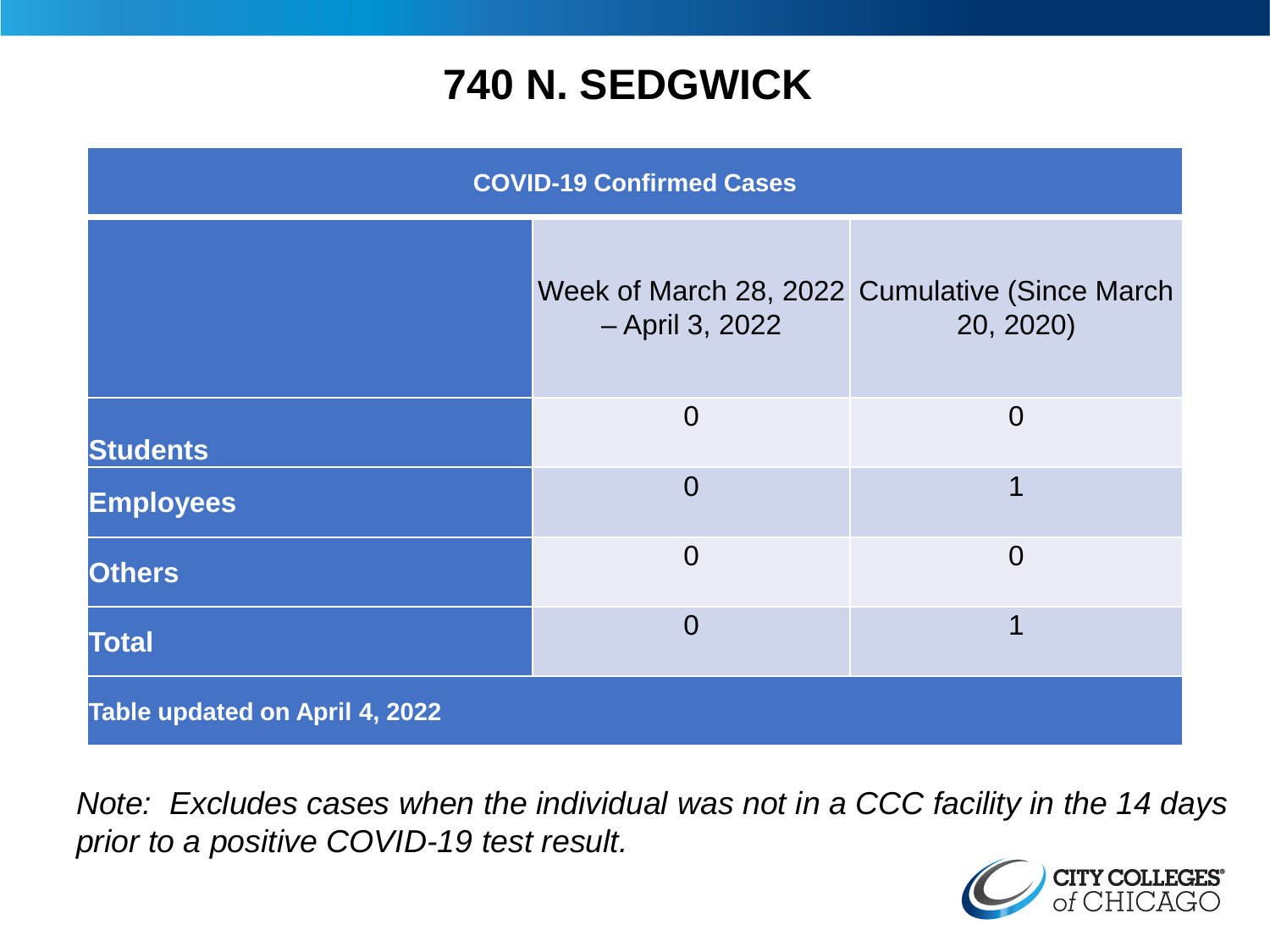# 740 N. SEDGWICK

| COVID-19 Confirmed Cases | | |
|---|---|---|
| | Week of March 28, 2022 – April 3, 2022 | Cumulative (Since March 20, 2020) |
| **Students** | 0 | 0 |
| **Employees** | 0 | 1 |
| **Others** | 0 | 0 |
| **Total** | 0 | 1 |
| **Table updated on April 4, 2022** | | |

*Note: Excludes cases when the individual was not in a CCC facility in the 14 days prior to a positive COVID-19 test result.*

CITY COLLEGES of CHICAGO